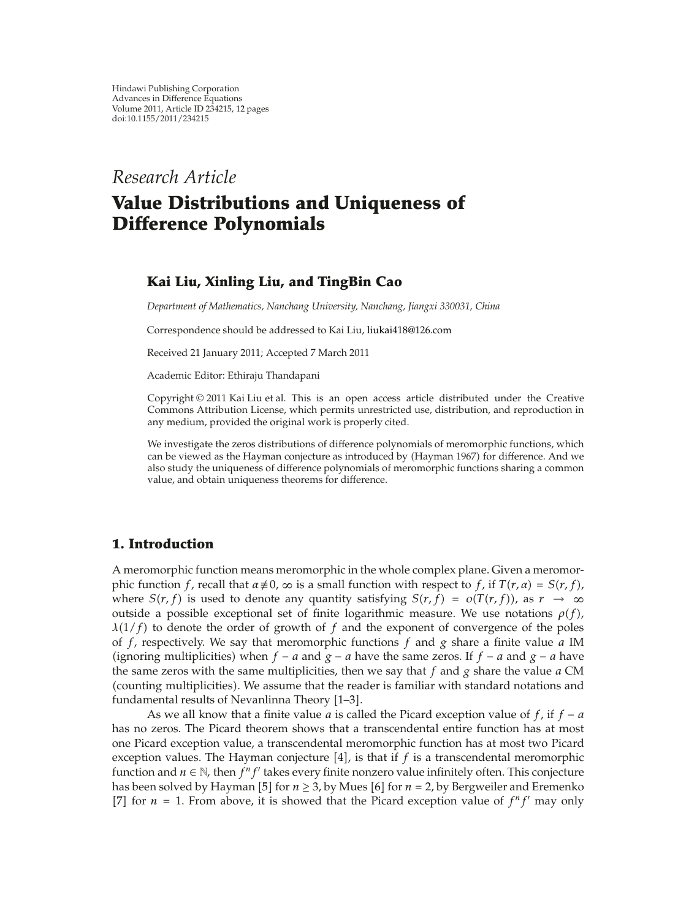Hindawi Publishing Corporation
Advances in Difference Equations
Volume 2011, Article ID 234215, 12 pages
doi:10.1155/2011/234215

*Research Article*

# Value Distributions and Uniqueness of Difference Polynomials

**Kai Liu, Xinling Liu, and TingBin Cao**

*Department of Mathematics, Nanchang University, Nanchang, Jiangxi 330031, China*

Correspondence should be addressed to Kai Liu, liukai418@126.com

Received 21 January 2011; Accepted 7 March 2011

Academic Editor: Ethiraju Thandapani

Copyright © 2011 Kai Liu et al. This is an open access article distributed under the Creative Commons Attribution License, which permits unrestricted use, distribution, and reproduction in any medium, provided the original work is properly cited.

We investigate the zeros distributions of difference polynomials of meromorphic functions, which can be viewed as the Hayman conjecture as introduced by (Hayman 1967) for difference. And we also study the uniqueness of difference polynomials of meromorphic functions sharing a common value, and obtain uniqueness theorems for difference.

## 1. Introduction

A meromorphic function means meromorphic in the whole complex plane. Given a meromorphic function $f$, recall that $\alpha \not\equiv 0, \infty$ is a small function with respect to $f$, if $T(r, \alpha) = S(r, f)$, where $S(r, f)$ is used to denote any quantity satisfying $S(r, f) = o(T(r, f))$, as $r \to \infty$ outside a possible exceptional set of finite logarithmic measure. We use notations $\rho(f)$, $\lambda(1/f)$ to denote the order of growth of $f$ and the exponent of convergence of the poles of $f$, respectively. We say that meromorphic functions $f$ and $g$ share a finite value $a$ IM (ignoring multiplicities) when $f - a$ and $g - a$ have the same zeros. If $f - a$ and $g - a$ have the same zeros with the same multiplicities, then we say that $f$ and $g$ share the value $a$ CM (counting multiplicities). We assume that the reader is familiar with standard notations and fundamental results of Nevanlinna Theory [1–3].

As we all know that a finite value $a$ is called the Picard exception value of $f$, if $f - a$ has no zeros. The Picard theorem shows that a transcendental entire function has at most one Picard exception value, a transcendental meromorphic function has at most two Picard exception values. The Hayman conjecture [4], is that if $f$ is a transcendental meromorphic function and $n \in \mathbb{N}$, then $f^n f'$ takes every finite nonzero value infinitely often. This conjecture has been solved by Hayman [5] for $n \geq 3$, by Mues [6] for $n = 2$, by Bergweiler and Eremenko [7] for $n = 1$. From above, it is showed that the Picard exception value of $f^n f'$ may only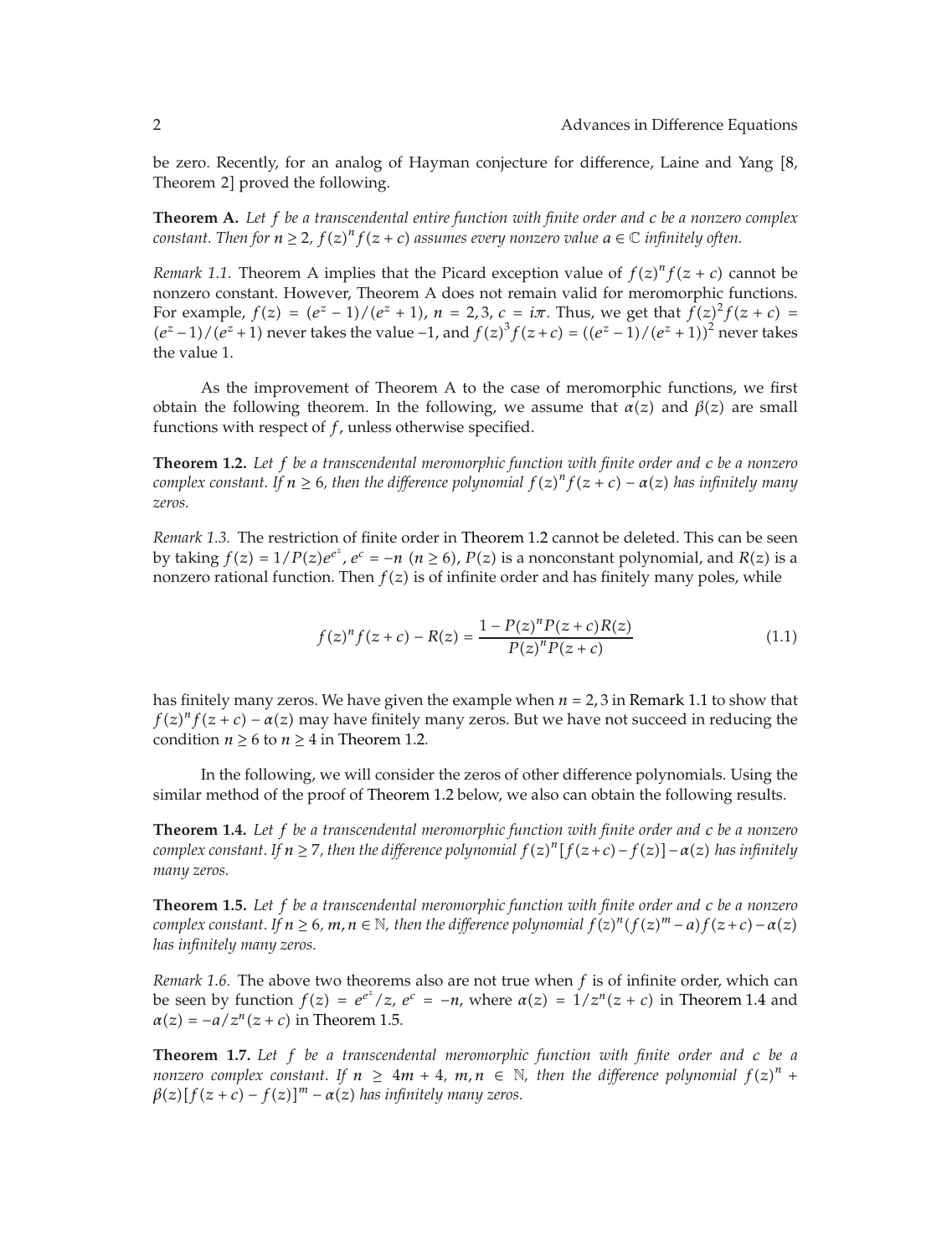be zero. Recently, for an analog of Hayman conjecture for difference, Laine and Yang [8, Theorem 2] proved the following.

**Theorem A.** *Let $f$ be a transcendental entire function with finite order and $c$ be a nonzero complex constant. Then for $n \geq 2$, $f(z)^n f(z+c)$ assumes every nonzero value $a \in \mathbb{C}$ infinitely often.*

*Remark 1.1.* Theorem A implies that the Picard exception value of $f(z)^n f(z+c)$ cannot be nonzero constant. However, Theorem A does not remain valid for meromorphic functions. For example, $f(z) = (e^z - 1)/(e^z + 1)$, $n = 2, 3$, $c = i\pi$. Thus, we get that $f(z)^2 f(z+c) = (e^z - 1)/(e^z + 1)$ never takes the value $-1$, and $f(z)^3 f(z+c) = ((e^z - 1)/(e^z + 1))^2$ never takes the value 1.

As the improvement of Theorem A to the case of meromorphic functions, we first obtain the following theorem. In the following, we assume that $\alpha(z)$ and $\beta(z)$ are small functions with respect of $f$, unless otherwise specified.

**Theorem 1.2.** *Let $f$ be a transcendental meromorphic function with finite order and $c$ be a nonzero complex constant. If $n \geq 6$, then the difference polynomial $f(z)^n f(z+c) - \alpha(z)$ has infinitely many zeros.*

*Remark 1.3.* The restriction of finite order in Theorem 1.2 cannot be deleted. This can be seen by taking $f(z) = 1/P(z)e^{e^z}$, $e^c = -n$ $(n \geq 6)$, $P(z)$ is a nonconstant polynomial, and $R(z)$ is a nonzero rational function. Then $f(z)$ is of infinite order and has finitely many poles, while

$$f(z)^n f(z+c) - R(z) = \frac{1 - P(z)^n P(z+c) R(z)}{P(z)^n P(z+c)} \tag{1.1}$$

has finitely many zeros. We have given the example when $n = 2, 3$ in Remark 1.1 to show that $f(z)^n f(z+c) - \alpha(z)$ may have finitely many zeros. But we have not succeed in reducing the condition $n \geq 6$ to $n \geq 4$ in Theorem 1.2.

In the following, we will consider the zeros of other difference polynomials. Using the similar method of the proof of Theorem 1.2 below, we also can obtain the following results.

**Theorem 1.4.** *Let $f$ be a transcendental meromorphic function with finite order and $c$ be a nonzero complex constant. If $n \geq 7$, then the difference polynomial $f(z)^n [f(z+c) - f(z)] - \alpha(z)$ has infinitely many zeros.*

**Theorem 1.5.** *Let $f$ be a transcendental meromorphic function with finite order and $c$ be a nonzero complex constant. If $n \geq 6$, $m, n \in \mathbb{N}$, then the difference polynomial $f(z)^n (f(z)^m - a) f(z+c) - \alpha(z)$ has infinitely many zeros.*

*Remark 1.6.* The above two theorems also are not true when $f$ is of infinite order, which can be seen by function $f(z) = e^{e^z}/z$, $e^c = -n$, where $\alpha(z) = 1/z^n(z+c)$ in Theorem 1.4 and $\alpha(z) = -a/z^n(z+c)$ in Theorem 1.5.

**Theorem 1.7.** *Let $f$ be a transcendental meromorphic function with finite order and $c$ be a nonzero complex constant. If $n \geq 4m + 4$, $m, n \in \mathbb{N}$, then the difference polynomial $f(z)^n + \beta(z)[f(z+c) - f(z)]^m - \alpha(z)$ has infinitely many zeros.*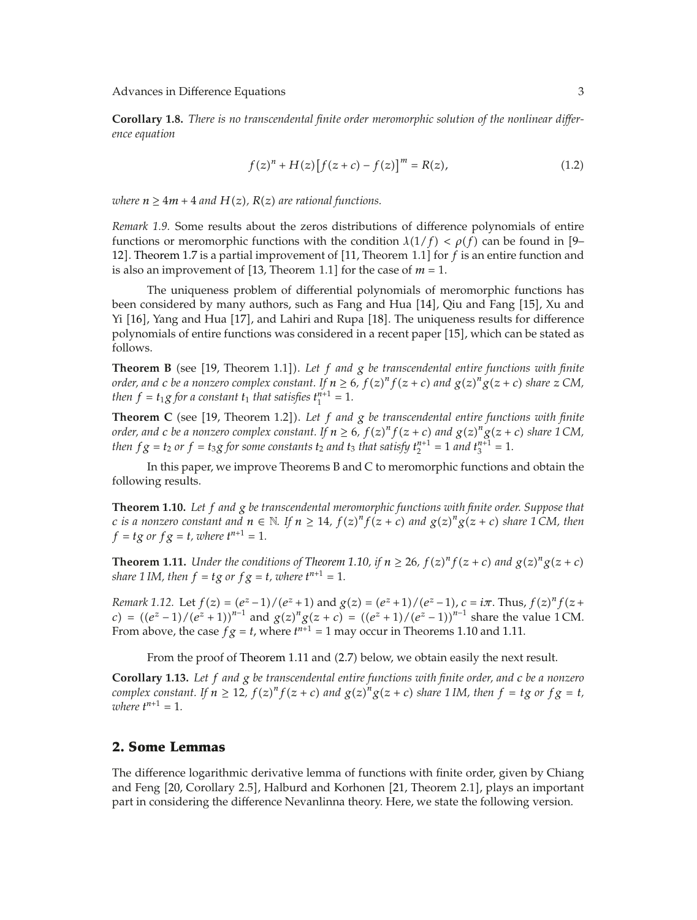**Corollary 1.8.** *There is no transcendental finite order meromorphic solution of the nonlinear difference equation*

$$f(z)^n + H(z)\left[f(z+c) - f(z)\right]^m = R(z), \tag{1.2}$$

*where $n \geq 4m + 4$ and $H(z)$, $R(z)$ are rational functions.*

*Remark 1.9.* Some results about the zeros distributions of difference polynomials of entire functions or meromorphic functions with the condition $\lambda(1/f) < \rho(f)$ can be found in [9–12]. Theorem 1.7 is a partial improvement of [11, Theorem 1.1] for $f$ is an entire function and is also an improvement of [13, Theorem 1.1] for the case of $m = 1$.

The uniqueness problem of differential polynomials of meromorphic functions has been considered by many authors, such as Fang and Hua [14], Qiu and Fang [15], Xu and Yi [16], Yang and Hua [17], and Lahiri and Rupa [18]. The uniqueness results for difference polynomials of entire functions was considered in a recent paper [15], which can be stated as follows.

**Theorem B** (see [19, Theorem 1.1]). *Let $f$ and $g$ be transcendental entire functions with finite order, and $c$ be a nonzero complex constant. If $n \geq 6$, $f(z)^n f(z+c)$ and $g(z)^n g(z+c)$ share $z$ CM, then $f = t_1 g$ for a constant $t_1$ that satisfies $t_1^{n+1} = 1$.*

**Theorem C** (see [19, Theorem 1.2]). *Let $f$ and $g$ be transcendental entire functions with finite order, and $c$ be a nonzero complex constant. If $n \geq 6$, $f(z)^n f(z+c)$ and $g(z)^n g(z+c)$ share 1 CM, then $fg = t_2$ or $f = t_3 g$ for some constants $t_2$ and $t_3$ that satisfy $t_2^{n+1} = 1$ and $t_3^{n+1} = 1$.*

In this paper, we improve Theorems B and C to meromorphic functions and obtain the following results.

**Theorem 1.10.** *Let $f$ and $g$ be transcendental meromorphic functions with finite order. Suppose that $c$ is a nonzero constant and $n \in \mathbb{N}$. If $n \geq 14$, $f(z)^n f(z+c)$ and $g(z)^n g(z+c)$ share 1 CM, then $f = tg$ or $fg = t$, where $t^{n+1} = 1$.*

**Theorem 1.11.** *Under the conditions of Theorem 1.10, if $n \geq 26$, $f(z)^n f(z+c)$ and $g(z)^n g(z+c)$ share 1 IM, then $f = tg$ or $fg = t$, where $t^{n+1} = 1$.*

*Remark 1.12.* Let $f(z) = (e^z - 1)/(e^z + 1)$ and $g(z) = (e^z + 1)/(e^z - 1)$, $c = i\pi$. Thus, $f(z)^n f(z+c) = ((e^z - 1)/(e^z + 1))^{n-1}$ and $g(z)^n g(z+c) = ((e^z + 1)/(e^z - 1))^{n-1}$ share the value 1 CM. From above, the case $fg = t$, where $t^{n+1} = 1$ may occur in Theorems 1.10 and 1.11.

From the proof of Theorem 1.11 and (2.7) below, we obtain easily the next result.

**Corollary 1.13.** *Let $f$ and $g$ be transcendental entire functions with finite order, and $c$ be a nonzero complex constant. If $n \geq 12$, $f(z)^n f(z+c)$ and $g(z)^n g(z+c)$ share 1 IM, then $f = tg$ or $fg = t$, where $t^{n+1} = 1$.*

## 2. Some Lemmas

The difference logarithmic derivative lemma of functions with finite order, given by Chiang and Feng [20, Corollary 2.5], Halburd and Korhonen [21, Theorem 2.1], plays an important part in considering the difference Nevanlinna theory. Here, we state the following version.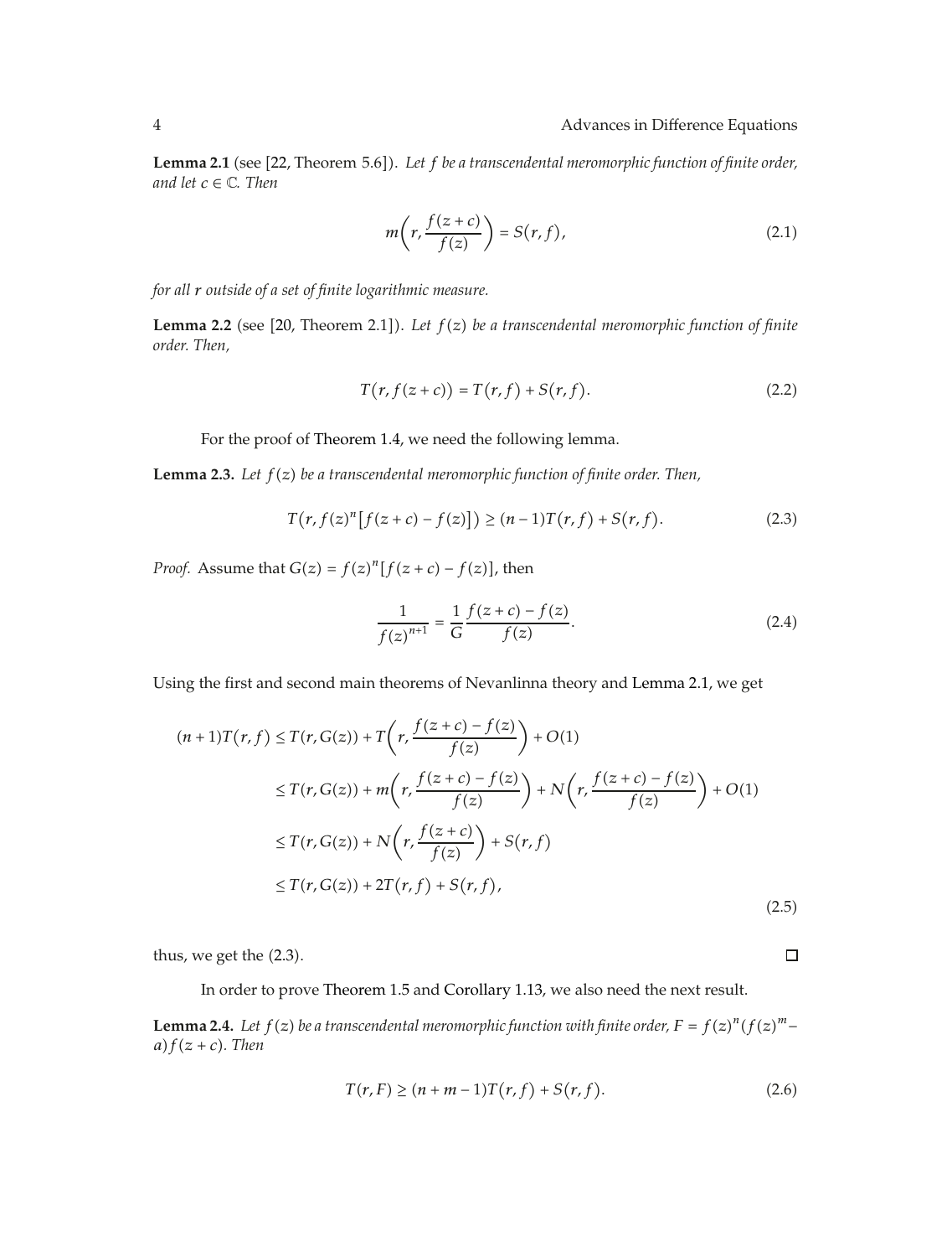**Lemma 2.1** (see [22, Theorem 5.6]). *Let $f$ be a transcendental meromorphic function of finite order, and let $c \in \mathbb{C}$. Then*

$$m\left(r, \frac{f(z+c)}{f(z)}\right) = S(r, f), \tag{2.1}$$

*for all $r$ outside of a set of finite logarithmic measure.*

**Lemma 2.2** (see [20, Theorem 2.1]). *Let $f(z)$ be a transcendental meromorphic function of finite order. Then,*

$$T(r, f(z+c)) = T(r, f) + S(r, f). \tag{2.2}$$

For the proof of Theorem 1.4, we need the following lemma.

**Lemma 2.3.** *Let $f(z)$ be a transcendental meromorphic function of finite order. Then,*

$$T(r, f(z)^n[f(z+c) - f(z)]) \geq (n-1)T(r, f) + S(r, f). \tag{2.3}$$

*Proof.* Assume that $G(z) = f(z)^n[f(z+c) - f(z)]$, then

$$\frac{1}{f(z)^{n+1}} = \frac{1}{G} \frac{f(z+c) - f(z)}{f(z)}. \tag{2.4}$$

Using the first and second main theorems of Nevanlinna theory and Lemma 2.1, we get

$$\begin{aligned}
(n+1)T(r, f) &\leq T(r, G(z)) + T\left(r, \frac{f(z+c) - f(z)}{f(z)}\right) + O(1) \\
&\leq T(r, G(z)) + m\left(r, \frac{f(z+c) - f(z)}{f(z)}\right) + N\left(r, \frac{f(z+c) - f(z)}{f(z)}\right) + O(1) \\
&\leq T(r, G(z)) + N\left(r, \frac{f(z+c)}{f(z)}\right) + S(r, f) \\
&\leq T(r, G(z)) + 2T(r, f) + S(r, f),
\end{aligned} \tag{2.5}$$

thus, we get the (2.3). □

In order to prove Theorem 1.5 and Corollary 1.13, we also need the next result.

**Lemma 2.4.** *Let $f(z)$ be a transcendental meromorphic function with finite order, $F = f(z)^n(f(z)^m - a)f(z+c)$. Then*

$$T(r, F) \geq (n+m-1)T(r, f) + S(r, f). \tag{2.6}$$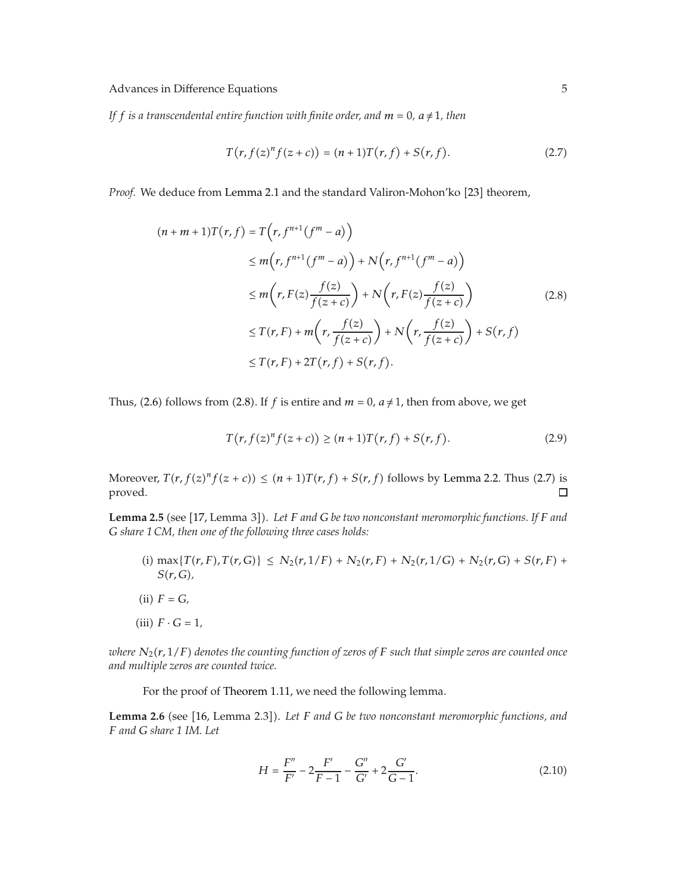*If $f$ is a transcendental entire function with finite order, and $m = 0$, $a \neq 1$, then*

$$T\left(r, f(z)^n f(z+c)\right) = (n+1)T\left(r, f\right) + S\left(r, f\right). \tag{2.7}$$

*Proof.* We deduce from Lemma 2.1 and the standard Valiron-Mohon'ko [23] theorem,

$$\begin{aligned}
(n+m+1)T(r,f) &= T\left(r, f^{n+1}\left(f^m - a\right)\right) \\
&\leq m\left(r, f^{n+1}\left(f^m - a\right)\right) + N\left(r, f^{n+1}\left(f^m - a\right)\right) \\
&\leq m\left(r, F(z)\frac{f(z)}{f(z+c)}\right) + N\left(r, F(z)\frac{f(z)}{f(z+c)}\right) \\
&\leq T(r,F) + m\left(r, \frac{f(z)}{f(z+c)}\right) + N\left(r, \frac{f(z)}{f(z+c)}\right) + S\left(r, f\right) \\
&\leq T(r,F) + 2T\left(r,f\right) + S\left(r,f\right).
\end{aligned} \tag{2.8}$$

Thus, (2.6) follows from (2.8). If $f$ is entire and $m = 0$, $a \neq 1$, then from above, we get

$$T\left(r, f(z)^n f(z+c)\right) \geq (n+1)T\left(r, f\right) + S\left(r, f\right). \tag{2.9}$$

Moreover, $T(r, f(z)^n f(z+c)) \leq (n+1)T(r,f) + S(r,f)$ follows by Lemma 2.2. Thus (2.7) is proved. $\square$

**Lemma 2.5** (see [17, Lemma 3]). *Let $F$ and $G$ be two nonconstant meromorphic functions. If $F$ and $G$ share 1 CM, then one of the following three cases holds:*

(i) $\max\{T(r,F), T(r,G)\} \leq N_2(r,1/F) + N_2(r,F) + N_2(r,1/G) + N_2(r,G) + S(r,F) + S(r,G)$,

(ii) $F \equiv G$,

(iii) $F \cdot G \equiv 1$,

*where $N_2(r,1/F)$ denotes the counting function of zeros of $F$ such that simple zeros are counted once and multiple zeros are counted twice.*

For the proof of Theorem 1.11, we need the following lemma.

**Lemma 2.6** (see [16, Lemma 2.3]). *Let $F$ and $G$ be two nonconstant meromorphic functions, and $F$ and $G$ share 1 IM. Let*

$$H = \frac{F''}{F'} - 2\frac{F'}{F-1} - \frac{G''}{G'} + 2\frac{G'}{G-1}. \tag{2.10}$$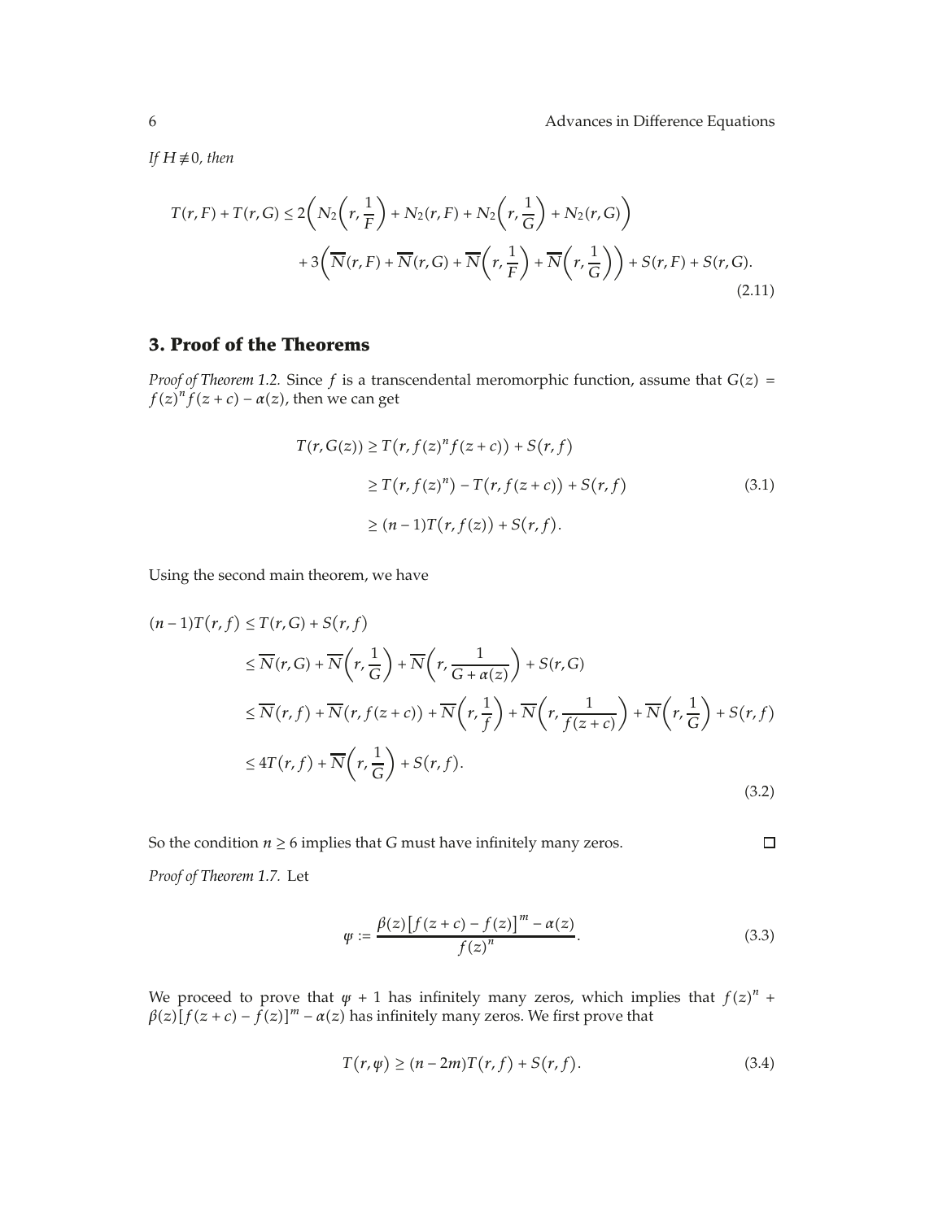*If $H \not\equiv 0$, then*

$$
\begin{aligned}
T(r,F) + T(r,G) \le\; & 2\left(N_2\left(r,\frac{1}{F}\right) + N_2(r,F) + N_2\left(r,\frac{1}{G}\right) + N_2(r,G)\right) \\
& + 3\left(\overline{N}(r,F) + \overline{N}(r,G) + \overline{N}\left(r,\frac{1}{F}\right) + \overline{N}\left(r,\frac{1}{G}\right)\right) + S(r,F) + S(r,G).
\end{aligned}
\tag{2.11}
$$

## 3. Proof of the Theorems

*Proof of Theorem 1.2.* Since $f$ is a transcendental meromorphic function, assume that $G(z) = f(z)^n f(z+c) - \alpha(z)$, then we can get

$$
\begin{aligned}
T(r,G(z)) &\ge T\left(r, f(z)^n f(z+c)\right) + S\left(r,f\right) \\
&\ge T\left(r, f(z)^n\right) - T\left(r, f(z+c)\right) + S\left(r,f\right) \\
&\ge (n-1)T\left(r, f(z)\right) + S\left(r,f\right).
\end{aligned}
\tag{3.1}
$$

Using the second main theorem, we have

$$
\begin{aligned}
(n-1)T\left(r,f\right) &\le T(r,G) + S\left(r,f\right) \\
&\le \overline{N}(r,G) + \overline{N}\left(r,\frac{1}{G}\right) + \overline{N}\left(r,\frac{1}{G+\alpha(z)}\right) + S(r,G) \\
&\le \overline{N}\left(r,f\right) + \overline{N}\left(r,f(z+c)\right) + \overline{N}\left(r,\frac{1}{f}\right) + \overline{N}\left(r,\frac{1}{f(z+c)}\right) + \overline{N}\left(r,\frac{1}{G}\right) + S\left(r,f\right) \\
&\le 4T\left(r,f\right) + \overline{N}\left(r,\frac{1}{G}\right) + S\left(r,f\right).
\end{aligned}
\tag{3.2}
$$

So the condition $n \ge 6$ implies that $G$ must have infinitely many zeros. $\square$

*Proof of Theorem 1.7.* Let

$$
\varphi := \frac{\beta(z)\left[f(z+c) - f(z)\right]^m - \alpha(z)}{f(z)^n}.
\tag{3.3}
$$

We proceed to prove that $\varphi + 1$ has infinitely many zeros, which implies that $f(z)^n + \beta(z)[f(z+c) - f(z)]^m - \alpha(z)$ has infinitely many zeros. We first prove that

$$
T\left(r,\varphi\right) \ge (n-2m)T\left(r,f\right) + S\left(r,f\right).
\tag{3.4}
$$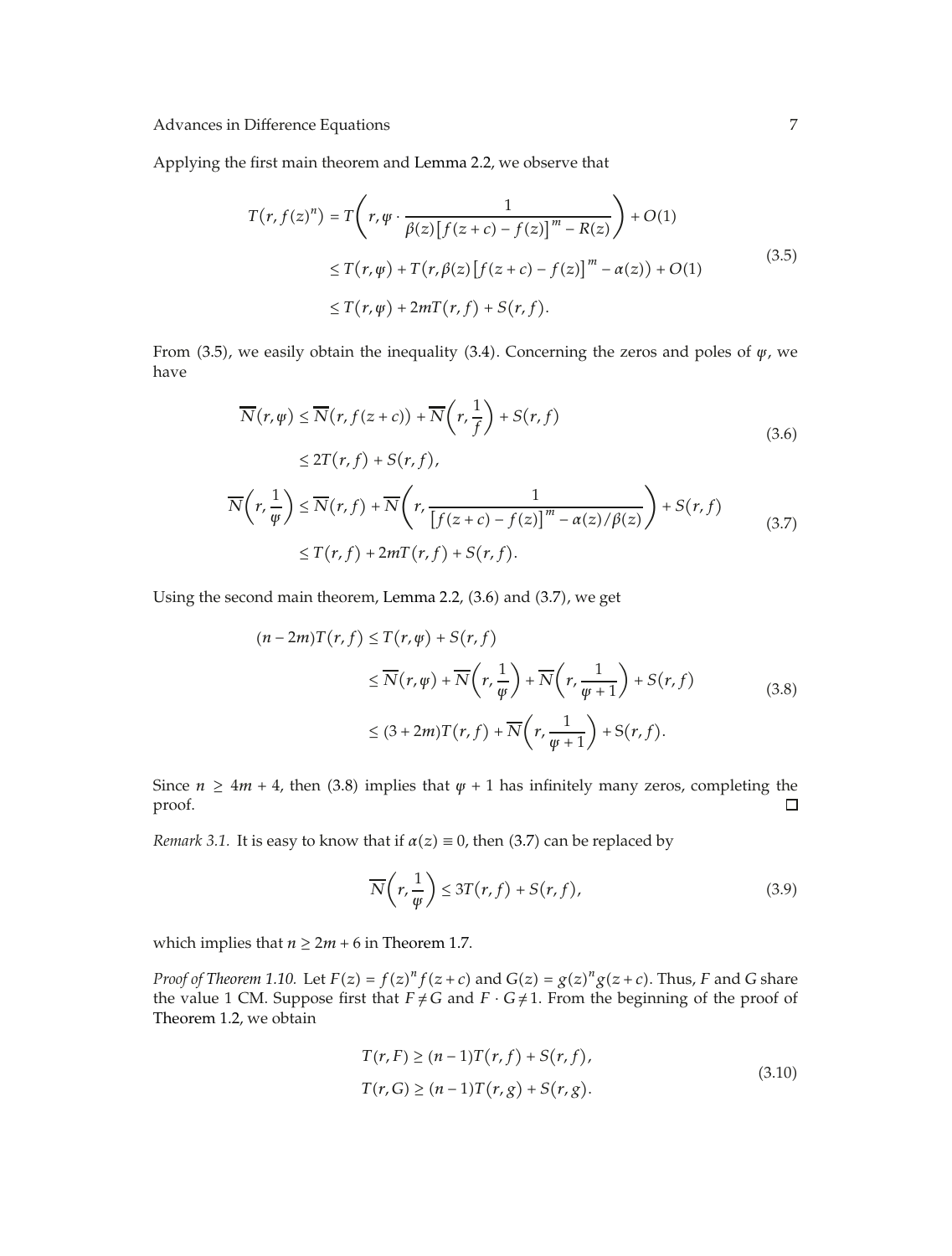Applying the first main theorem and Lemma 2.2, we observe that

$$
\begin{aligned}
T\left(r, f(z)^{n}\right) &= T\left(r, \psi \cdot \frac{1}{\beta(z)\left[f(z+c)-f(z)\right]^{m}-R(z)}\right)+O(1) \\
&\leq T(r, \psi)+T\left(r, \beta(z)\left[f(z+c)-f(z)\right]^{m}-\alpha(z)\right)+O(1) \\
&\leq T(r, \psi)+2mT(r, f)+S(r, f).
\end{aligned}
\tag{3.5}
$$

From (3.5), we easily obtain the inequality (3.4). Concerning the zeros and poles of $\psi$, we have

$$
\begin{aligned}
\overline{N}(r, \psi) &\leq \overline{N}(r, f(z+c))+\overline{N}\left(r, \frac{1}{f}\right)+S(r, f) \\
&\leq 2T(r, f)+S(r, f),
\end{aligned}
\tag{3.6}
$$

$$
\begin{aligned}
\overline{N}\left(r, \frac{1}{\psi}\right) &\leq \overline{N}(r, f)+\overline{N}\left(r, \frac{1}{\left[f(z+c)-f(z)\right]^{m}-\alpha(z)/\beta(z)}\right)+S(r, f) \\
&\leq T(r, f)+2mT(r, f)+S(r, f).
\end{aligned}
\tag{3.7}
$$

Using the second main theorem, Lemma 2.2, (3.6) and (3.7), we get

$$
\begin{aligned}
(n-2m)T(r, f) &\leq T(r, \psi)+S(r, f) \\
&\leq \overline{N}(r, \psi)+\overline{N}\left(r, \frac{1}{\psi}\right)+\overline{N}\left(r, \frac{1}{\psi+1}\right)+S(r, f) \\
&\leq (3+2m)T(r, f)+\overline{N}\left(r, \frac{1}{\psi+1}\right)+S(r, f).
\end{aligned}
\tag{3.8}
$$

Since $n \geq 4m+4$, then (3.8) implies that $\psi+1$ has infinitely many zeros, completing the proof. □

*Remark 3.1.* It is easy to know that if $\alpha(z) \equiv 0$, then (3.7) can be replaced by

$$
\overline{N}\left(r, \frac{1}{\psi}\right) \leq 3T(r, f)+S(r, f),
\tag{3.9}
$$

which implies that $n \geq 2m+6$ in Theorem 1.7.

*Proof of Theorem 1.10.* Let $F(z) = f(z)^{n} f(z+c)$ and $G(z) = g(z)^{n} g(z+c)$. Thus, $F$ and $G$ share the value 1 CM. Suppose first that $F \neq G$ and $F \cdot G \neq 1$. From the beginning of the proof of Theorem 1.2, we obtain

$$
\begin{aligned}
T(r, F) &\geq (n-1)T(r, f)+S(r, f), \\
T(r, G) &\geq (n-1)T(r, g)+S(r, g).
\end{aligned}
\tag{3.10}
$$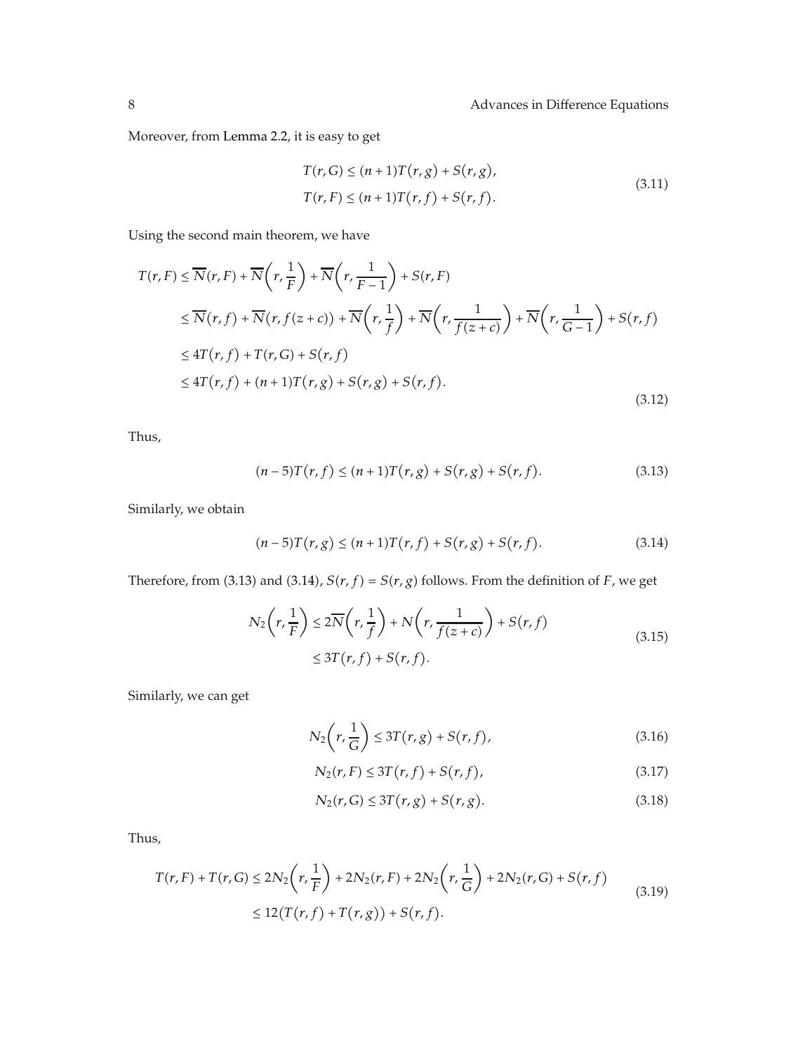Moreover, from Lemma 2.2, it is easy to get

$$
\begin{aligned}
T(r,G) &\leq (n+1)T(r,g)+S(r,g),\\
T(r,F) &\leq (n+1)T(r,f)+S(r,f).
\end{aligned}
\tag{3.11}
$$

Using the second main theorem, we have

$$
\begin{aligned}
T(r,F) &\leq \overline{N}(r,F)+\overline{N}\left(r,\frac{1}{F}\right)+\overline{N}\left(r,\frac{1}{F-1}\right)+S(r,F)\\
&\leq \overline{N}(r,f)+\overline{N}(r,f(z+c))+\overline{N}\left(r,\frac{1}{f}\right)+\overline{N}\left(r,\frac{1}{f(z+c)}\right)+\overline{N}\left(r,\frac{1}{G-1}\right)+S(r,f)\\
&\leq 4T(r,f)+T(r,G)+S(r,f)\\
&\leq 4T(r,f)+(n+1)T(r,g)+S(r,g)+S(r,f).
\end{aligned}
\tag{3.12}
$$

Thus,

$$
(n-5)T(r,f) \leq (n+1)T(r,g)+S(r,g)+S(r,f). \tag{3.13}
$$

Similarly, we obtain

$$
(n-5)T(r,g) \leq (n+1)T(r,f)+S(r,g)+S(r,f). \tag{3.14}
$$

Therefore, from (3.13) and (3.14), $S(r,f)=S(r,g)$ follows. From the definition of $F$, we get

$$
\begin{aligned}
N_2\left(r,\frac{1}{F}\right) &\leq 2\overline{N}\left(r,\frac{1}{f}\right)+N\left(r,\frac{1}{f(z+c)}\right)+S(r,f)\\
&\leq 3T(r,f)+S(r,f).
\end{aligned}
\tag{3.15}
$$

Similarly, we can get

$$
N_2\left(r,\frac{1}{G}\right) \leq 3T(r,g)+S(r,f), \tag{3.16}
$$

$$
N_2(r,F) \leq 3T(r,f)+S(r,f), \tag{3.17}
$$

$$
N_2(r,G) \leq 3T(r,g)+S(r,g). \tag{3.18}
$$

Thus,

$$
\begin{aligned}
T(r,F)+T(r,G) &\leq 2N_2\left(r,\frac{1}{F}\right)+2N_2(r,F)+2N_2\left(r,\frac{1}{G}\right)+2N_2(r,G)+S(r,f)\\
&\leq 12\left(T(r,f)+T(r,g)\right)+S(r,f).
\end{aligned}
\tag{3.19}
$$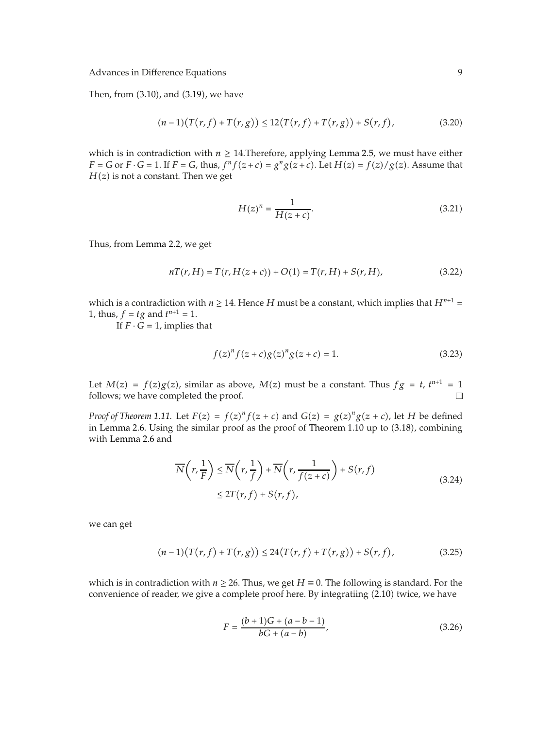Then, from (3.10), and (3.19), we have

$$(n-1)(T(r,f)+T(r,g)) \le 12(T(r,f)+T(r,g))+S(r,f), \tag{3.20}$$

which is in contradiction with $n \ge 14$.Therefore, applying Lemma 2.5, we must have either $F = G$ or $F \cdot G = 1$. If $F = G$, thus, $f^n f(z+c) = g^n g(z+c)$. Let $H(z) = f(z)/g(z)$. Assume that $H(z)$ is not a constant. Then we get

$$H(z)^n = \frac{1}{H(z+c)}. \tag{3.21}$$

Thus, from Lemma 2.2, we get

$$nT(r,H) = T(r,H(z+c)) + O(1) = T(r,H) + S(r,H), \tag{3.22}$$

which is a contradiction with $n \ge 14$. Hence $H$ must be a constant, which implies that $H^{n+1} = 1$, thus, $f = tg$ and $t^{n+1} = 1$.

If $F \cdot G = 1$, implies that

$$f(z)^n f(z+c) g(z)^n g(z+c) = 1. \tag{3.23}$$

Let $M(z) = f(z)g(z)$, similar as above, $M(z)$ must be a constant. Thus $fg = t$, $t^{n+1} = 1$ follows; we have completed the proof. □

*Proof of Theorem 1.11.* Let $F(z) = f(z)^n f(z+c)$ and $G(z) = g(z)^n g(z+c)$, let $H$ be defined in Lemma 2.6. Using the similar proof as the proof of Theorem 1.10 up to (3.18), combining with Lemma 2.6 and

$$\begin{aligned}\overline{N}\left(r,\frac{1}{F}\right) &\le \overline{N}\left(r,\frac{1}{f}\right) + \overline{N}\left(r,\frac{1}{f(z+c)}\right) + S(r,f) \\ &\le 2T(r,f) + S(r,f),\end{aligned} \tag{3.24}$$

we can get

$$(n-1)(T(r,f)+T(r,g)) \le 24(T(r,f)+T(r,g))+S(r,f), \tag{3.25}$$

which is in contradiction with $n \ge 26$. Thus, we get $H \equiv 0$. The following is standard. For the convenience of reader, we give a complete proof here. By integratiing (2.10) twice, we have

$$F = \frac{(b+1)G + (a-b-1)}{bG + (a-b)}, \tag{3.26}$$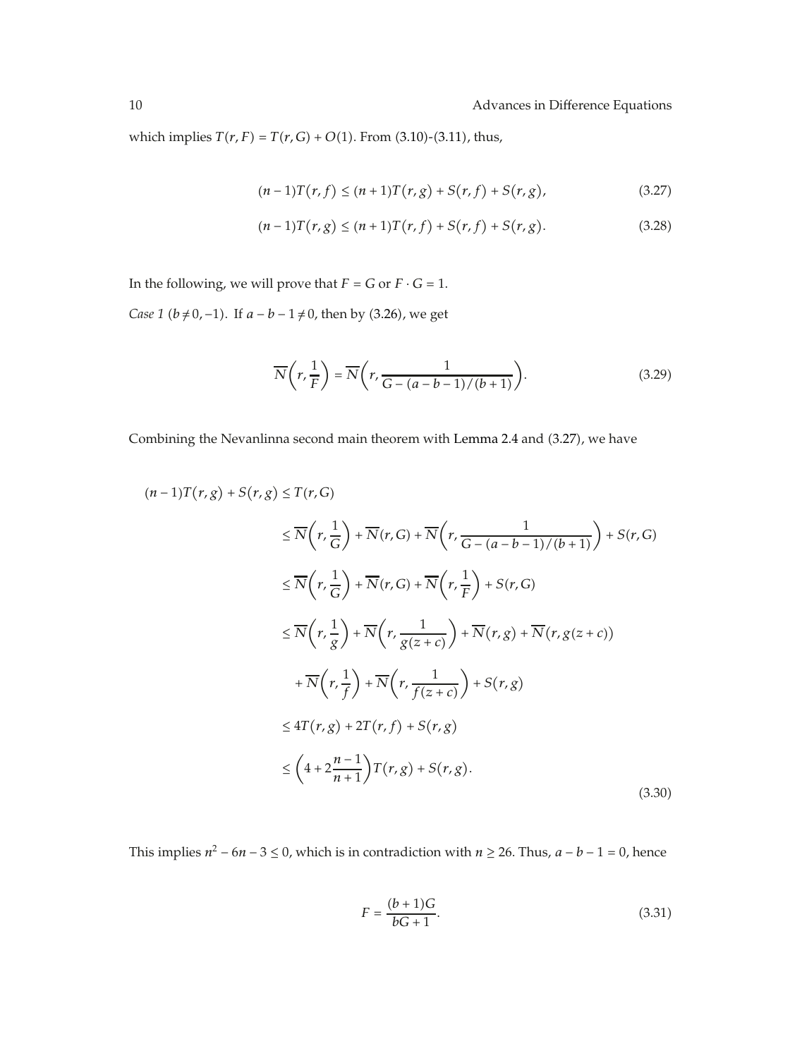which implies $T(r,F) = T(r,G) + O(1)$. From (3.10)-(3.11), thus,

$$(n-1)T(r,f) \le (n+1)T(r,g) + S(r,f) + S(r,g), \tag{3.27}$$

$$(n-1)T(r,g) \le (n+1)T(r,f) + S(r,f) + S(r,g). \tag{3.28}$$

In the following, we will prove that $F = G$ or $F \cdot G = 1$.

*Case 1* ($b \ne 0, -1$). If $a - b - 1 \ne 0$, then by (3.26), we get

$$\overline{N}\left(r, \frac{1}{F}\right) = \overline{N}\left(r, \frac{1}{G - (a-b-1)/(b+1)}\right). \tag{3.29}$$

Combining the Nevanlinna second main theorem with Lemma 2.4 and (3.27), we have

$$\begin{aligned}
(n-1)T(r,g) + S(r,g) &\le T(r,G) \\
&\le \overline{N}\left(r, \frac{1}{G}\right) + \overline{N}(r,G) + \overline{N}\left(r, \frac{1}{G - (a-b-1)/(b+1)}\right) + S(r,G) \\
&\le \overline{N}\left(r, \frac{1}{G}\right) + \overline{N}(r,G) + \overline{N}\left(r, \frac{1}{F}\right) + S(r,G) \\
&\le \overline{N}\left(r, \frac{1}{g}\right) + \overline{N}\left(r, \frac{1}{g(z+c)}\right) + \overline{N}(r,g) + \overline{N}(r,g(z+c)) \\
&\quad + \overline{N}\left(r, \frac{1}{f}\right) + \overline{N}\left(r, \frac{1}{f(z+c)}\right) + S(r,g) \\
&\le 4T(r,g) + 2T(r,f) + S(r,g) \\
&\le \left(4 + 2\frac{n-1}{n+1}\right)T(r,g) + S(r,g).
\end{aligned} \tag{3.30}$$

This implies $n^2 - 6n - 3 \le 0$, which is in contradiction with $n \ge 26$. Thus, $a - b - 1 = 0$, hence

$$F = \frac{(b+1)G}{bG + 1}. \tag{3.31}$$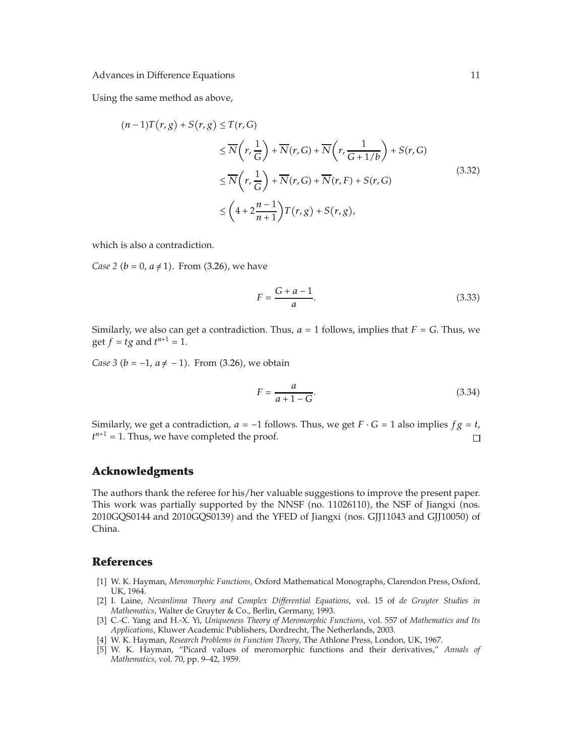Using the same method as above,

$$
\begin{aligned}
(n-1)T(r,g)+S(r,g) &\le T(r,G) \\
&\le \overline{N}\left(r,\frac{1}{G}\right)+\overline{N}(r,G)+\overline{N}\left(r,\frac{1}{G+1/b}\right)+S(r,G) \\
&\le \overline{N}\left(r,\frac{1}{G}\right)+\overline{N}(r,G)+\overline{N}(r,F)+S(r,G) \\
&\le \left(4+2\frac{n-1}{n+1}\right)T(r,g)+S(r,g),
\end{aligned}
\tag{3.32}
$$

which is also a contradiction.

*Case 2* ($b=0$, $a \neq 1$). From (3.26), we have

$$
F=\frac{G+a-1}{a}. \tag{3.33}
$$

Similarly, we also can get a contradiction. Thus, $a=1$ follows, implies that $F=G$. Thus, we get $f=tg$ and $t^{n+1}=1$.

*Case 3* ($b=-1$, $a \neq -1$). From (3.26), we obtain

$$
F=\frac{a}{a+1-G}. \tag{3.34}
$$

Similarly, we get a contradiction, $a=-1$ follows. Thus, we get $F \cdot G=1$ also implies $fg=t$, $t^{n+1}=1$. Thus, we have completed the proof. □

## Acknowledgments

The authors thank the referee for his/her valuable suggestions to improve the present paper. This work was partially supported by the NNSF (no. 11026110), the NSF of Jiangxi (nos. 2010GQS0144 and 2010GQS0139) and the YFED of Jiangxi (nos. GJJ11043 and GJJ10050) of China.

## References

[1] W. K. Hayman, *Meromorphic Functions*, Oxford Mathematical Monographs, Clarendon Press, Oxford, UK, 1964.

[2] I. Laine, *Nevanlinna Theory and Complex Differential Equations*, vol. 15 of *de Gruyter Studies in Mathematics*, Walter de Gruyter & Co., Berlin, Germany, 1993.

[3] C.-C. Yang and H.-X. Yi, *Uniqueness Theory of Meromorphic Functions*, vol. 557 of *Mathematics and Its Applications*, Kluwer Academic Publishers, Dordrecht, The Netherlands, 2003.

[4] W. K. Hayman, *Research Problems in Function Theory*, The Athlone Press, London, UK, 1967.

[5] W. K. Hayman, "Picard values of meromorphic functions and their derivatives," *Annals of Mathematics*, vol. 70, pp. 9–42, 1959.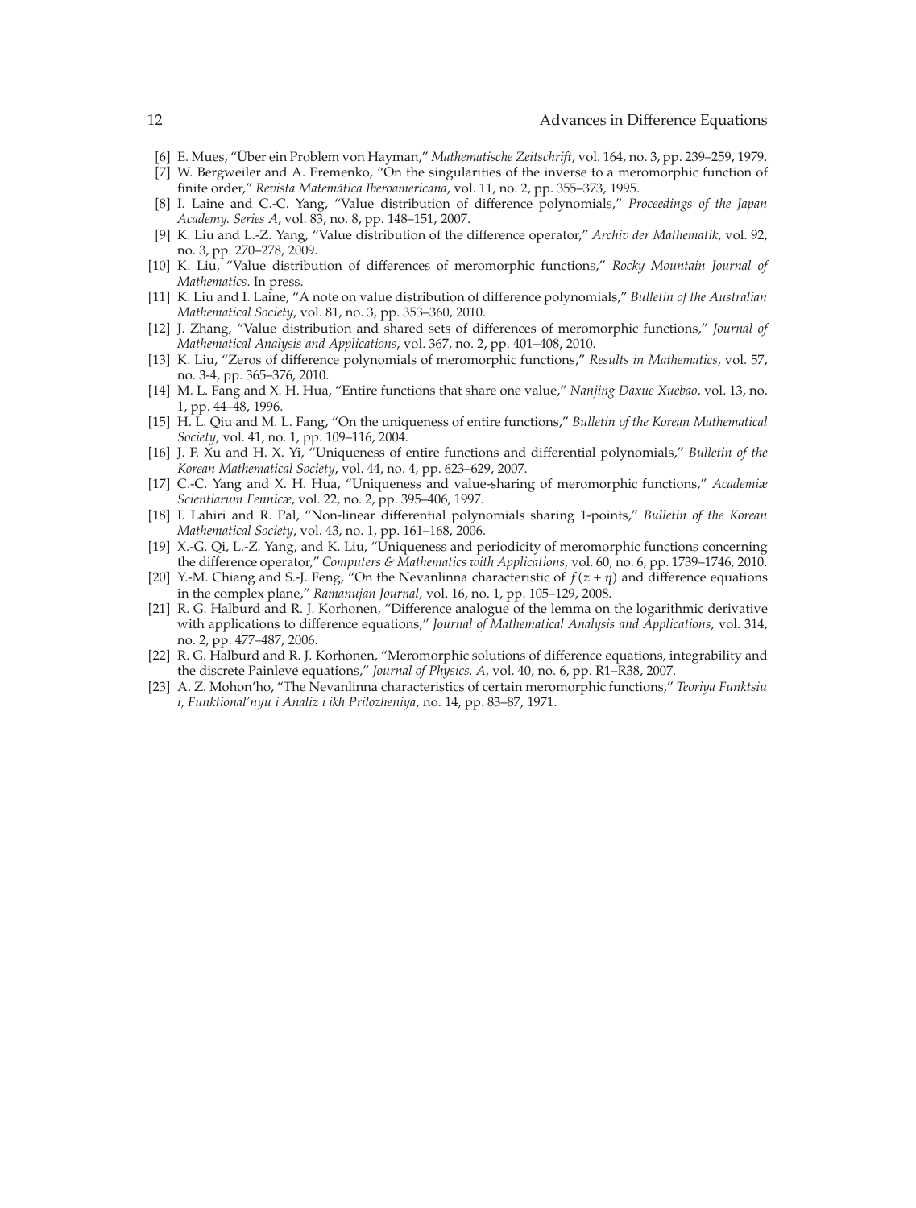[6] E. Mues, "Über ein Problem von Hayman," *Mathematische Zeitschrift*, vol. 164, no. 3, pp. 239–259, 1979.

[7] W. Bergweiler and A. Eremenko, "On the singularities of the inverse to a meromorphic function of finite order," *Revista Matemática Iberoamericana*, vol. 11, no. 2, pp. 355–373, 1995.

[8] I. Laine and C.-C. Yang, "Value distribution of difference polynomials," *Proceedings of the Japan Academy. Series A*, vol. 83, no. 8, pp. 148–151, 2007.

[9] K. Liu and L.-Z. Yang, "Value distribution of the difference operator," *Archiv der Mathematik*, vol. 92, no. 3, pp. 270–278, 2009.

[10] K. Liu, "Value distribution of differences of meromorphic functions," *Rocky Mountain Journal of Mathematics*. In press.

[11] K. Liu and I. Laine, "A note on value distribution of difference polynomials," *Bulletin of the Australian Mathematical Society*, vol. 81, no. 3, pp. 353–360, 2010.

[12] J. Zhang, "Value distribution and shared sets of differences of meromorphic functions," *Journal of Mathematical Analysis and Applications*, vol. 367, no. 2, pp. 401–408, 2010.

[13] K. Liu, "Zeros of difference polynomials of meromorphic functions," *Results in Mathematics*, vol. 57, no. 3-4, pp. 365–376, 2010.

[14] M. L. Fang and X. H. Hua, "Entire functions that share one value," *Nanjing Daxue Xuebao*, vol. 13, no. 1, pp. 44–48, 1996.

[15] H. L. Qiu and M. L. Fang, "On the uniqueness of entire functions," *Bulletin of the Korean Mathematical Society*, vol. 41, no. 1, pp. 109–116, 2004.

[16] J. F. Xu and H. X. Yi, "Uniqueness of entire functions and differential polynomials," *Bulletin of the Korean Mathematical Society*, vol. 44, no. 4, pp. 623–629, 2007.

[17] C.-C. Yang and X. H. Hua, "Uniqueness and value-sharing of meromorphic functions," *Academiæ Scientiarum Fennicæ*, vol. 22, no. 2, pp. 395–406, 1997.

[18] I. Lahiri and R. Pal, "Non-linear differential polynomials sharing 1-points," *Bulletin of the Korean Mathematical Society*, vol. 43, no. 1, pp. 161–168, 2006.

[19] X.-G. Qi, L.-Z. Yang, and K. Liu, "Uniqueness and periodicity of meromorphic functions concerning the difference operator," *Computers & Mathematics with Applications*, vol. 60, no. 6, pp. 1739–1746, 2010.

[20] Y.-M. Chiang and S.-J. Feng, "On the Nevanlinna characteristic of $f(z+\eta)$ and difference equations in the complex plane," *Ramanujan Journal*, vol. 16, no. 1, pp. 105–129, 2008.

[21] R. G. Halburd and R. J. Korhonen, "Difference analogue of the lemma on the logarithmic derivative with applications to difference equations," *Journal of Mathematical Analysis and Applications*, vol. 314, no. 2, pp. 477–487, 2006.

[22] R. G. Halburd and R. J. Korhonen, "Meromorphic solutions of difference equations, integrability and the discrete Painlevé equations," *Journal of Physics. A*, vol. 40, no. 6, pp. R1–R38, 2007.

[23] A. Z. Mohon'ho, "The Nevanlinna characteristics of certain meromorphic functions," *Teoriya Funktsiu i, Funktional'nyu i Analiz i ikh Prilozheniya*, no. 14, pp. 83–87, 1971.